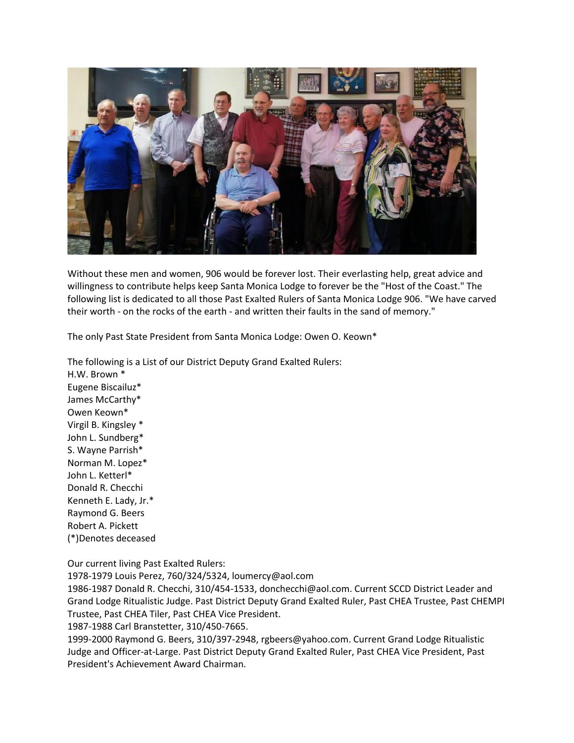Without these men and women, 906 would be forever lost. Their everlasting help, great advice and willingness to contribute helps keep Santa Monica Lodge to forever be the "Host of the Coast." The following list is dedicated to all those Past Exalted Rulers of Santa Monica Lodge 906. "We have carved their worth - on the rocks of the earth - and written their faults in the sand of memory."

The only Past State President from Santa Monica Lodge: Owen O. Keown*

The following is a List of our District Deputy Grand Exalted Rulers:
H.W. Brown *
Eugene Biscailuz*
James McCarthy*
Owen Keown*
Virgil B. Kingsley *
John L. Sundberg*
S. Wayne Parrish*
Norman M. Lopez*
John L. Ketterl*
Donald R. Checchi
Kenneth E. Lady, Jr.*
Raymond G. Beers
Robert A. Pickett
(*)Denotes deceased

Our current living Past Exalted Rulers:
1978-1979 Louis Perez, 760/324/5324, loumercy@aol.com
1986-1987 Donald R. Checchi, 310/454-1533, donchecchi@aol.com. Current SCCD District Leader and Grand Lodge Ritualistic Judge. Past District Deputy Grand Exalted Ruler, Past CHEA Trustee, Past CHEMPI Trustee, Past CHEA Tiler, Past CHEA Vice President.
1987-1988 Carl Branstetter, 310/450-7665.
1999-2000 Raymond G. Beers, 310/397-2948, rgbeers@yahoo.com. Current Grand Lodge Ritualistic Judge and Officer-at-Large. Past District Deputy Grand Exalted Ruler, Past CHEA Vice President, Past President's Achievement Award Chairman.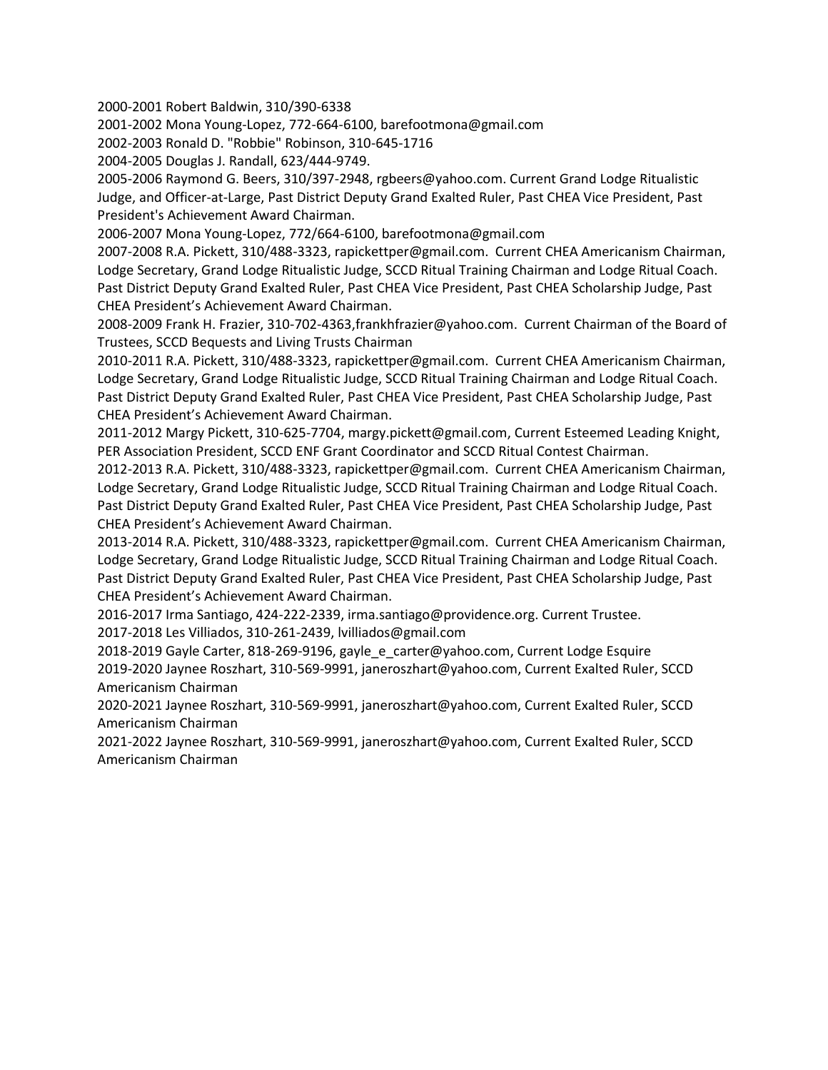2000-2001 Robert Baldwin, 310/390-6338

2001-2002 Mona Young-Lopez, 772-664-6100, barefootmona@gmail.com

2002-2003 Ronald D. "Robbie" Robinson, 310-645-1716

2004-2005 Douglas J. Randall, 623/444-9749.

2005-2006 Raymond G. Beers, 310/397-2948, rgbeers@yahoo.com. Current Grand Lodge Ritualistic Judge, and Officer-at-Large, Past District Deputy Grand Exalted Ruler, Past CHEA Vice President, Past President's Achievement Award Chairman.

2006-2007 Mona Young-Lopez, 772/664-6100, barefootmona@gmail.com

2007-2008 R.A. Pickett, 310/488-3323, rapickettper@gmail.com. Current CHEA Americanism Chairman, Lodge Secretary, Grand Lodge Ritualistic Judge, SCCD Ritual Training Chairman and Lodge Ritual Coach. Past District Deputy Grand Exalted Ruler, Past CHEA Vice President, Past CHEA Scholarship Judge, Past CHEA President's Achievement Award Chairman.

2008-2009 Frank H. Frazier, 310-702-4363,frankhfrazier@yahoo.com. Current Chairman of the Board of Trustees, SCCD Bequests and Living Trusts Chairman

2010-2011 R.A. Pickett, 310/488-3323, rapickettper@gmail.com. Current CHEA Americanism Chairman, Lodge Secretary, Grand Lodge Ritualistic Judge, SCCD Ritual Training Chairman and Lodge Ritual Coach. Past District Deputy Grand Exalted Ruler, Past CHEA Vice President, Past CHEA Scholarship Judge, Past CHEA President's Achievement Award Chairman.

2011-2012 Margy Pickett, 310-625-7704, margy.pickett@gmail.com, Current Esteemed Leading Knight, PER Association President, SCCD ENF Grant Coordinator and SCCD Ritual Contest Chairman.

2012-2013 R.A. Pickett, 310/488-3323, rapickettper@gmail.com. Current CHEA Americanism Chairman, Lodge Secretary, Grand Lodge Ritualistic Judge, SCCD Ritual Training Chairman and Lodge Ritual Coach. Past District Deputy Grand Exalted Ruler, Past CHEA Vice President, Past CHEA Scholarship Judge, Past CHEA President's Achievement Award Chairman.

2013-2014 R.A. Pickett, 310/488-3323, rapickettper@gmail.com. Current CHEA Americanism Chairman, Lodge Secretary, Grand Lodge Ritualistic Judge, SCCD Ritual Training Chairman and Lodge Ritual Coach. Past District Deputy Grand Exalted Ruler, Past CHEA Vice President, Past CHEA Scholarship Judge, Past CHEA President's Achievement Award Chairman.

2016-2017 Irma Santiago, 424-222-2339, irma.santiago@providence.org. Current Trustee.

2017-2018 Les Villiados, 310-261-2439, lvilliados@gmail.com

2018-2019 Gayle Carter, 818-269-9196, gayle_e_carter@yahoo.com, Current Lodge Esquire

2019-2020 Jaynee Roszhart, 310-569-9991, janeroszhart@yahoo.com, Current Exalted Ruler, SCCD Americanism Chairman

2020-2021 Jaynee Roszhart, 310-569-9991, janeroszhart@yahoo.com, Current Exalted Ruler, SCCD Americanism Chairman

2021-2022 Jaynee Roszhart, 310-569-9991, janeroszhart@yahoo.com, Current Exalted Ruler, SCCD Americanism Chairman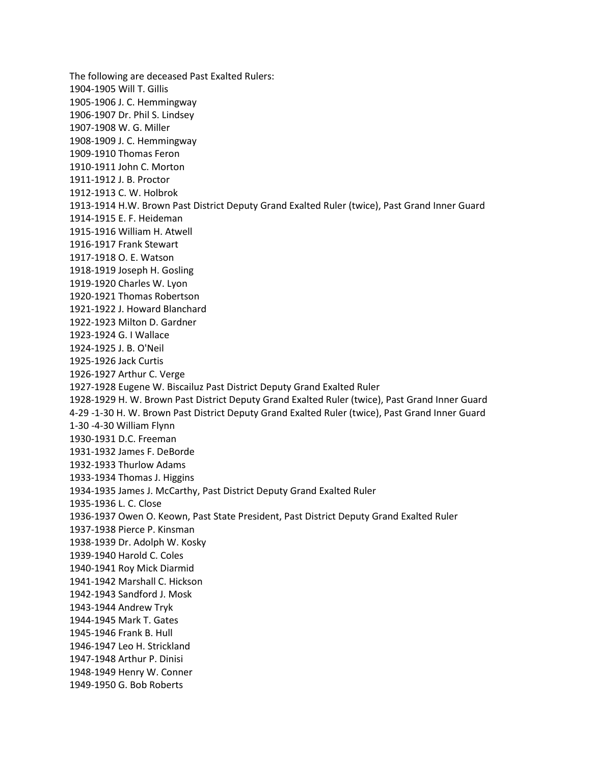The following are deceased Past Exalted Rulers:

1904-1905 Will T. Gillis
1905-1906 J. C. Hemmingway
1906-1907 Dr. Phil S. Lindsey
1907-1908 W. G. Miller
1908-1909 J. C. Hemmingway
1909-1910 Thomas Feron
1910-1911 John C. Morton
1911-1912 J. B. Proctor
1912-1913 C. W. Holbrok
1913-1914 H.W. Brown Past District Deputy Grand Exalted Ruler (twice), Past Grand Inner Guard
1914-1915 E. F. Heideman
1915-1916 William H. Atwell
1916-1917 Frank Stewart
1917-1918 O. E. Watson
1918-1919 Joseph H. Gosling
1919-1920 Charles W. Lyon
1920-1921 Thomas Robertson
1921-1922 J. Howard Blanchard
1922-1923 Milton D. Gardner
1923-1924 G. I Wallace
1924-1925 J. B. O'Neil
1925-1926 Jack Curtis
1926-1927 Arthur C. Verge
1927-1928 Eugene W. Biscailuz Past District Deputy Grand Exalted Ruler
1928-1929 H. W. Brown Past District Deputy Grand Exalted Ruler (twice), Past Grand Inner Guard
4-29 -1-30 H. W. Brown Past District Deputy Grand Exalted Ruler (twice), Past Grand Inner Guard
1-30 -4-30 William Flynn
1930-1931 D.C. Freeman
1931-1932 James F. DeBorde
1932-1933 Thurlow Adams
1933-1934 Thomas J. Higgins
1934-1935 James J. McCarthy, Past District Deputy Grand Exalted Ruler
1935-1936 L. C. Close
1936-1937 Owen O. Keown, Past State President, Past District Deputy Grand Exalted Ruler
1937-1938 Pierce P. Kinsman
1938-1939 Dr. Adolph W. Kosky
1939-1940 Harold C. Coles
1940-1941 Roy Mick Diarmid
1941-1942 Marshall C. Hickson
1942-1943 Sandford J. Mosk
1943-1944 Andrew Tryk
1944-1945 Mark T. Gates
1945-1946 Frank B. Hull
1946-1947 Leo H. Strickland
1947-1948 Arthur P. Dinisi
1948-1949 Henry W. Conner
1949-1950 G. Bob Roberts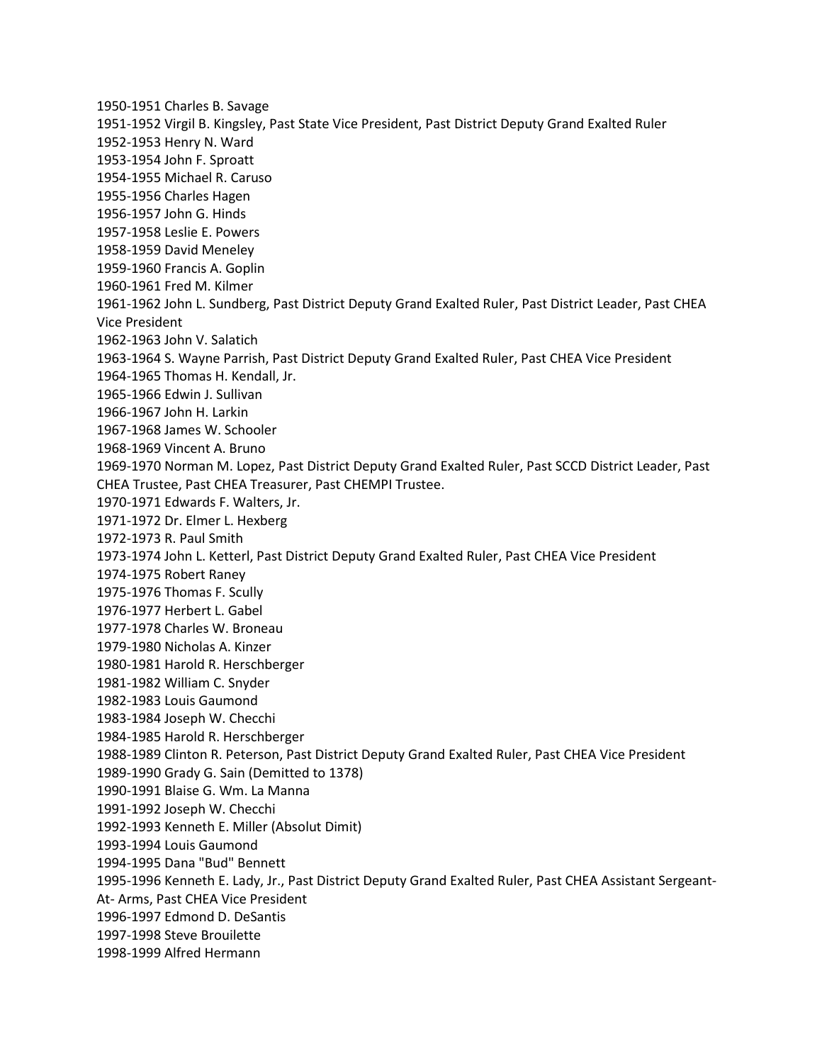1950-1951 Charles B. Savage
1951-1952 Virgil B. Kingsley, Past State Vice President, Past District Deputy Grand Exalted Ruler
1952-1953 Henry N. Ward
1953-1954 John F. Sproatt
1954-1955 Michael R. Caruso
1955-1956 Charles Hagen
1956-1957 John G. Hinds
1957-1958 Leslie E. Powers
1958-1959 David Meneley
1959-1960 Francis A. Goplin
1960-1961 Fred M. Kilmer
1961-1962 John L. Sundberg, Past District Deputy Grand Exalted Ruler, Past District Leader, Past CHEA Vice President
1962-1963 John V. Salatich
1963-1964 S. Wayne Parrish, Past District Deputy Grand Exalted Ruler, Past CHEA Vice President
1964-1965 Thomas H. Kendall, Jr.
1965-1966 Edwin J. Sullivan
1966-1967 John H. Larkin
1967-1968 James W. Schooler
1968-1969 Vincent A. Bruno
1969-1970 Norman M. Lopez, Past District Deputy Grand Exalted Ruler, Past SCCD District Leader, Past CHEA Trustee, Past CHEA Treasurer, Past CHEMPI Trustee.
1970-1971 Edwards F. Walters, Jr.
1971-1972 Dr. Elmer L. Hexberg
1972-1973 R. Paul Smith
1973-1974 John L. Ketterl, Past District Deputy Grand Exalted Ruler, Past CHEA Vice President
1974-1975 Robert Raney
1975-1976 Thomas F. Scully
1976-1977 Herbert L. Gabel
1977-1978 Charles W. Broneau
1979-1980 Nicholas A. Kinzer
1980-1981 Harold R. Herschberger
1981-1982 William C. Snyder
1982-1983 Louis Gaumond
1983-1984 Joseph W. Checchi
1984-1985 Harold R. Herschberger
1988-1989 Clinton R. Peterson, Past District Deputy Grand Exalted Ruler, Past CHEA Vice President
1989-1990 Grady G. Sain (Demitted to 1378)
1990-1991 Blaise G. Wm. La Manna
1991-1992 Joseph W. Checchi
1992-1993 Kenneth E. Miller (Absolut Dimit)
1993-1994 Louis Gaumond
1994-1995 Dana "Bud" Bennett
1995-1996 Kenneth E. Lady, Jr., Past District Deputy Grand Exalted Ruler, Past CHEA Assistant Sergeant-At- Arms, Past CHEA Vice President
1996-1997 Edmond D. DeSantis
1997-1998 Steve Brouilette
1998-1999 Alfred Hermann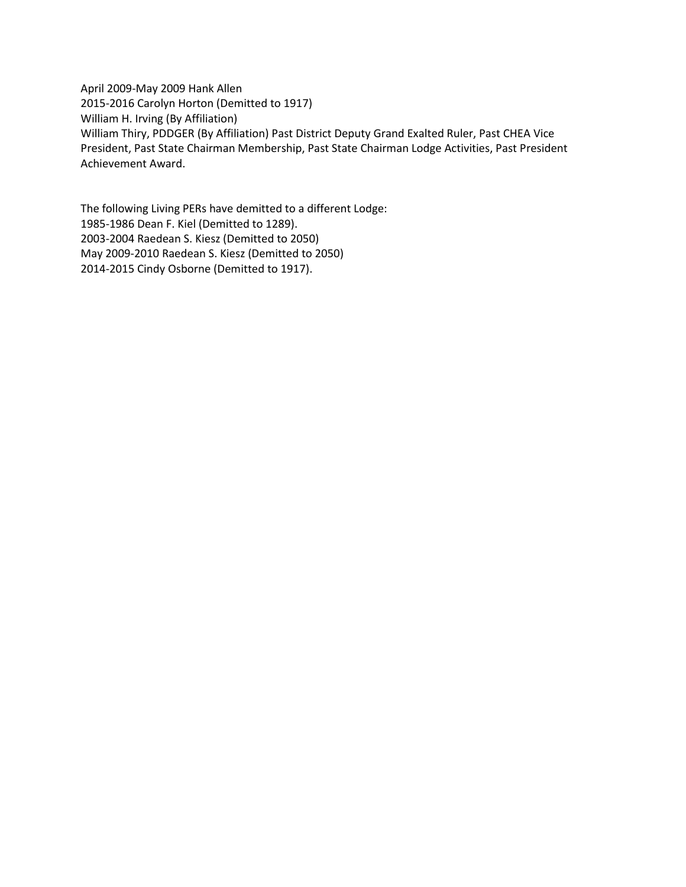April 2009-May 2009 Hank Allen
2015-2016 Carolyn Horton (Demitted to 1917)
William H. Irving (By Affiliation)
William Thiry, PDDGER (By Affiliation) Past District Deputy Grand Exalted Ruler, Past CHEA Vice President, Past State Chairman Membership, Past State Chairman Lodge Activities, Past President Achievement Award.

The following Living PERs have demitted to a different Lodge:
1985-1986 Dean F. Kiel (Demitted to 1289).
2003-2004 Raedean S. Kiesz (Demitted to 2050)
May 2009-2010 Raedean S. Kiesz (Demitted to 2050)
2014-2015 Cindy Osborne (Demitted to 1917).